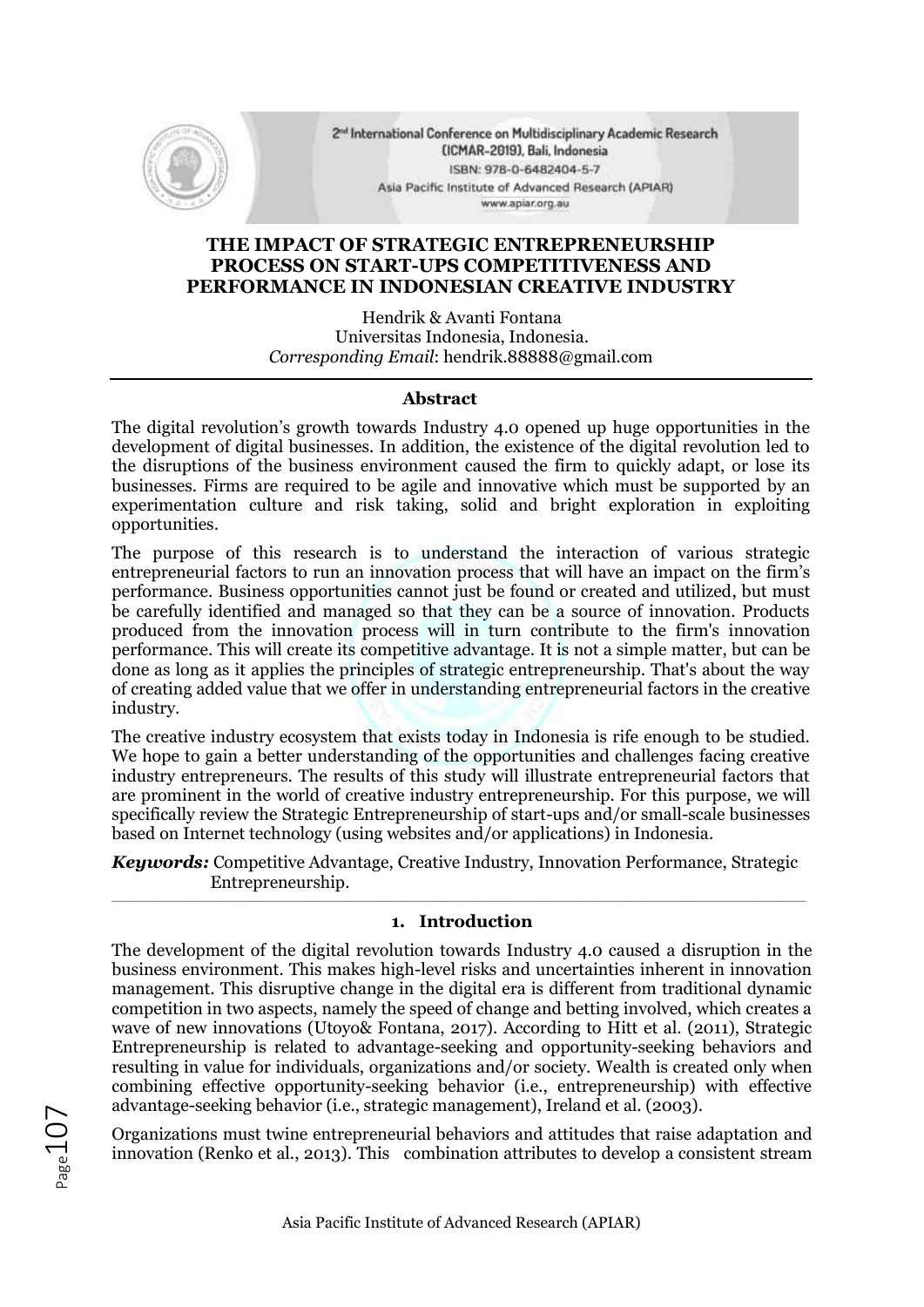# THE IMPACT OF STRATEGIC ENTREPRENEURSHIP PROCESS ON START-UPS COMPETITIVENESS AND PERFORMANCE IN INDONESIAN CREATIVE INDUSTRY

Hendrik & Avanti Fontana
Universitas Indonesia, Indonesia.
*Corresponding Email*: hendrik.88888@gmail.com

## Abstract

The digital revolution's growth towards Industry 4.0 opened up huge opportunities in the development of digital businesses. In addition, the existence of the digital revolution led to the disruptions of the business environment caused the firm to quickly adapt, or lose its businesses. Firms are required to be agile and innovative which must be supported by an experimentation culture and risk taking, solid and bright exploration in exploiting opportunities.

The purpose of this research is to understand the interaction of various strategic entrepreneurial factors to run an innovation process that will have an impact on the firm's performance. Business opportunities cannot just be found or created and utilized, but must be carefully identified and managed so that they can be a source of innovation. Products produced from the innovation process will in turn contribute to the firm's innovation performance. This will create its competitive advantage. It is not a simple matter, but can be done as long as it applies the principles of strategic entrepreneurship. That's about the way of creating added value that we offer in understanding entrepreneurial factors in the creative industry.

The creative industry ecosystem that exists today in Indonesia is rife enough to be studied. We hope to gain a better understanding of the opportunities and challenges facing creative industry entrepreneurs. The results of this study will illustrate entrepreneurial factors that are prominent in the world of creative industry entrepreneurship. For this purpose, we will specifically review the Strategic Entrepreneurship of start-ups and/or small-scale businesses based on Internet technology (using websites and/or applications) in Indonesia.

***Keywords:*** Competitive Advantage, Creative Industry, Innovation Performance, Strategic Entrepreneurship.

## 1. Introduction

The development of the digital revolution towards Industry 4.0 caused a disruption in the business environment. This makes high-level risks and uncertainties inherent in innovation management. This disruptive change in the digital era is different from traditional dynamic competition in two aspects, namely the speed of change and betting involved, which creates a wave of new innovations (Utoyo& Fontana, 2017). According to Hitt et al. (2011), Strategic Entrepreneurship is related to advantage-seeking and opportunity-seeking behaviors and resulting in value for individuals, organizations and/or society. Wealth is created only when combining effective opportunity-seeking behavior (i.e., entrepreneurship) with effective advantage-seeking behavior (i.e., strategic management), Ireland et al. (2003).

Organizations must twine entrepreneurial behaviors and attitudes that raise adaptation and innovation (Renko et al., 2013). This combination attributes to develop a consistent stream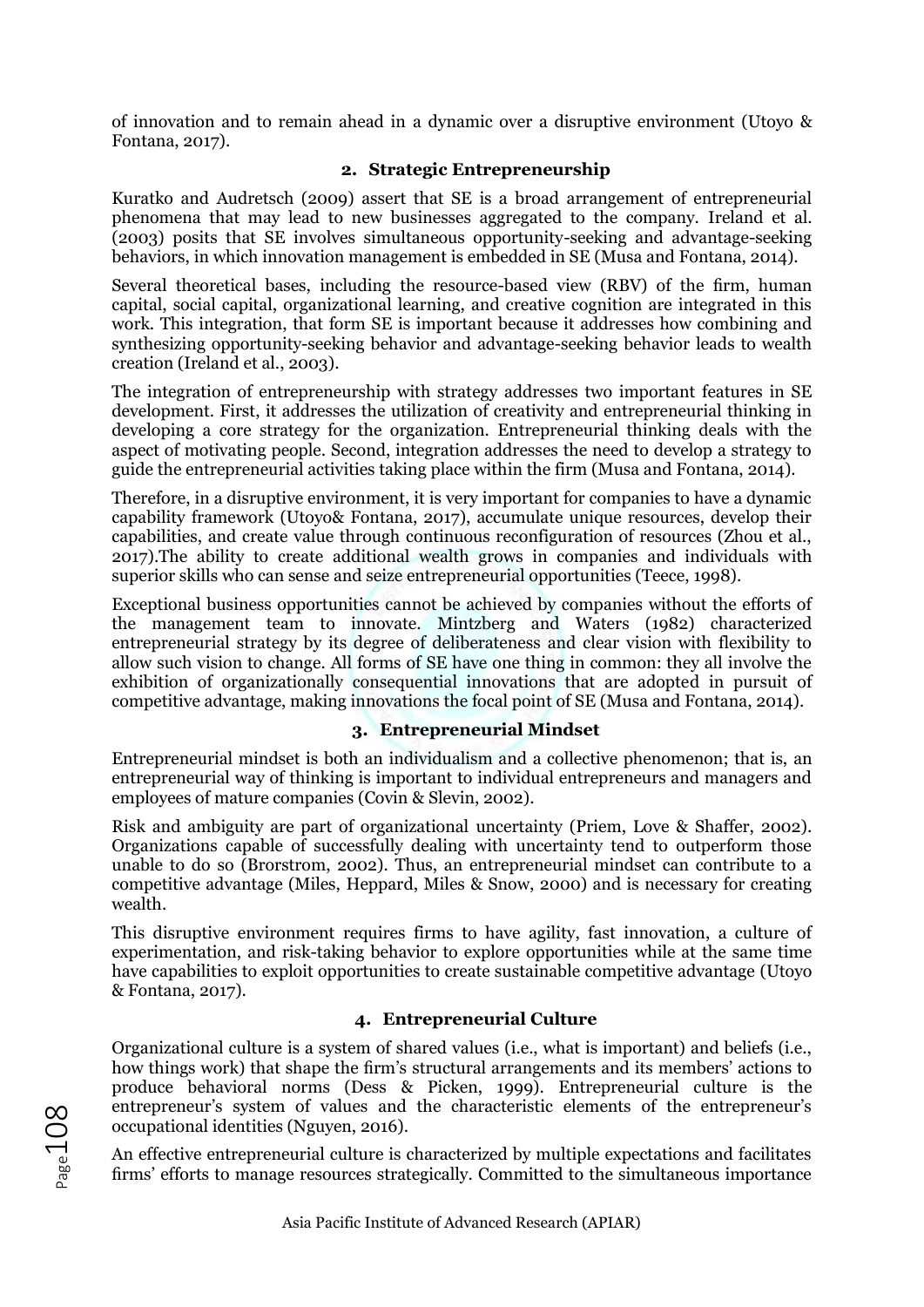of innovation and to remain ahead in a dynamic over a disruptive environment (Utoyo & Fontana, 2017).

## 2. Strategic Entrepreneurship

Kuratko and Audretsch (2009) assert that SE is a broad arrangement of entrepreneurial phenomena that may lead to new businesses aggregated to the company. Ireland et al. (2003) posits that SE involves simultaneous opportunity-seeking and advantage-seeking behaviors, in which innovation management is embedded in SE (Musa and Fontana, 2014).

Several theoretical bases, including the resource-based view (RBV) of the firm, human capital, social capital, organizational learning, and creative cognition are integrated in this work. This integration, that form SE is important because it addresses how combining and synthesizing opportunity-seeking behavior and advantage-seeking behavior leads to wealth creation (Ireland et al., 2003).

The integration of entrepreneurship with strategy addresses two important features in SE development. First, it addresses the utilization of creativity and entrepreneurial thinking in developing a core strategy for the organization. Entrepreneurial thinking deals with the aspect of motivating people. Second, integration addresses the need to develop a strategy to guide the entrepreneurial activities taking place within the firm (Musa and Fontana, 2014).

Therefore, in a disruptive environment, it is very important for companies to have a dynamic capability framework (Utoyo& Fontana, 2017), accumulate unique resources, develop their capabilities, and create value through continuous reconfiguration of resources (Zhou et al., 2017).The ability to create additional wealth grows in companies and individuals with superior skills who can sense and seize entrepreneurial opportunities (Teece, 1998).

Exceptional business opportunities cannot be achieved by companies without the efforts of the management team to innovate. Mintzberg and Waters (1982) characterized entrepreneurial strategy by its degree of deliberateness and clear vision with flexibility to allow such vision to change. All forms of SE have one thing in common: they all involve the exhibition of organizationally consequential innovations that are adopted in pursuit of competitive advantage, making innovations the focal point of SE (Musa and Fontana, 2014).

## 3. Entrepreneurial Mindset

Entrepreneurial mindset is both an individualism and a collective phenomenon; that is, an entrepreneurial way of thinking is important to individual entrepreneurs and managers and employees of mature companies (Covin & Slevin, 2002).

Risk and ambiguity are part of organizational uncertainty (Priem, Love & Shaffer, 2002). Organizations capable of successfully dealing with uncertainty tend to outperform those unable to do so (Brorstrom, 2002). Thus, an entrepreneurial mindset can contribute to a competitive advantage (Miles, Heppard, Miles & Snow, 2000) and is necessary for creating wealth.

This disruptive environment requires firms to have agility, fast innovation, a culture of experimentation, and risk-taking behavior to explore opportunities while at the same time have capabilities to exploit opportunities to create sustainable competitive advantage (Utoyo & Fontana, 2017).

## 4. Entrepreneurial Culture

Organizational culture is a system of shared values (i.e., what is important) and beliefs (i.e., how things work) that shape the firm's structural arrangements and its members' actions to produce behavioral norms (Dess & Picken, 1999). Entrepreneurial culture is the entrepreneur's system of values and the characteristic elements of the entrepreneur's occupational identities (Nguyen, 2016).

An effective entrepreneurial culture is characterized by multiple expectations and facilitates firms' efforts to manage resources strategically. Committed to the simultaneous importance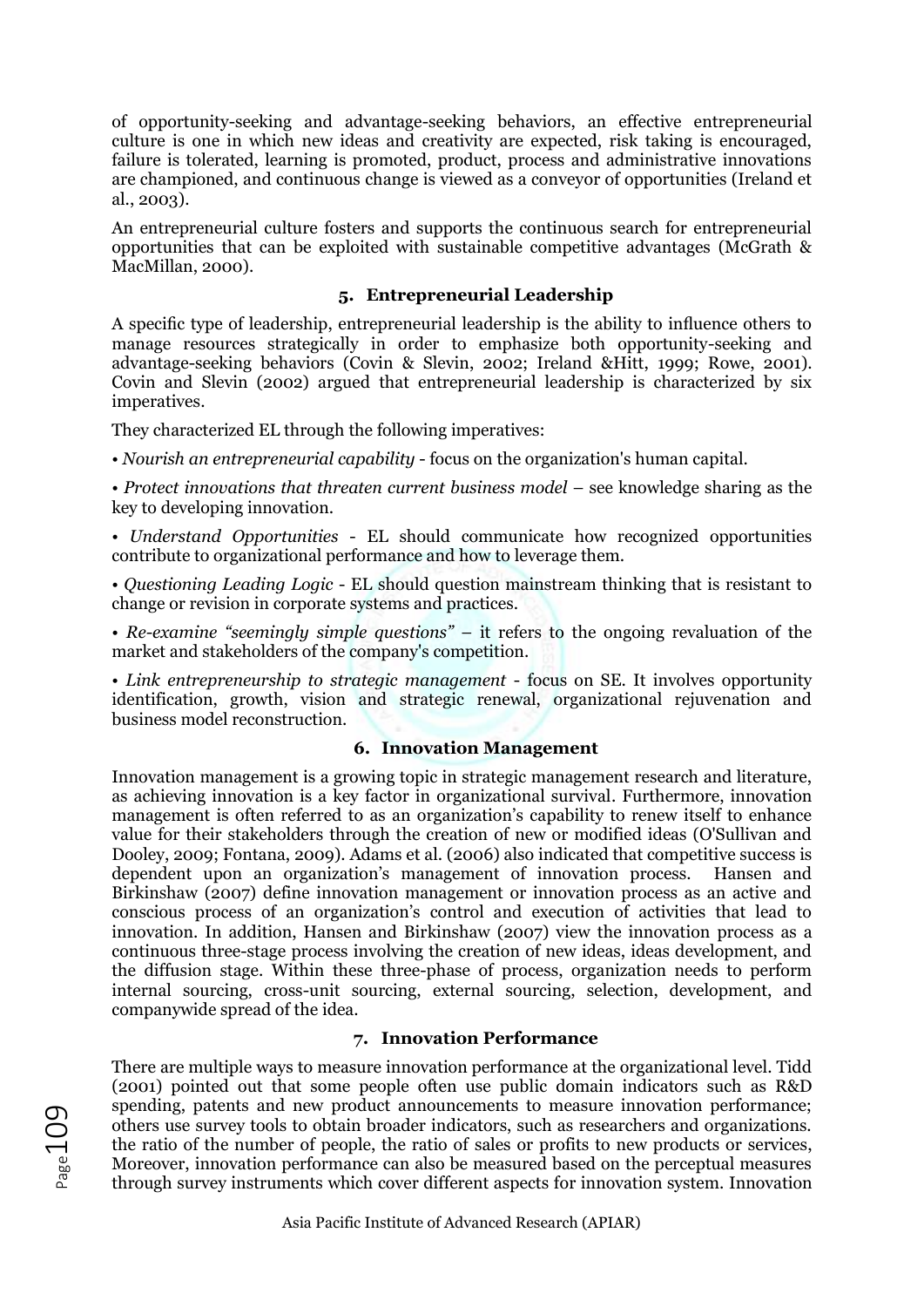of opportunity-seeking and advantage-seeking behaviors, an effective entrepreneurial culture is one in which new ideas and creativity are expected, risk taking is encouraged, failure is tolerated, learning is promoted, product, process and administrative innovations are championed, and continuous change is viewed as a conveyor of opportunities (Ireland et al., 2003).

An entrepreneurial culture fosters and supports the continuous search for entrepreneurial opportunities that can be exploited with sustainable competitive advantages (McGrath & MacMillan, 2000).

## 5. Entrepreneurial Leadership

A specific type of leadership, entrepreneurial leadership is the ability to influence others to manage resources strategically in order to emphasize both opportunity-seeking and advantage-seeking behaviors (Covin & Slevin, 2002; Ireland &Hitt, 1999; Rowe, 2001). Covin and Slevin (2002) argued that entrepreneurial leadership is characterized by six imperatives.

They characterized EL through the following imperatives:

- *Nourish an entrepreneurial capability* - focus on the organization's human capital.
- *Protect innovations that threaten current business model* – see knowledge sharing as the key to developing innovation.
- *Understand Opportunities* - EL should communicate how recognized opportunities contribute to organizational performance and how to leverage them.
- *Questioning Leading Logic* - EL should question mainstream thinking that is resistant to change or revision in corporate systems and practices.
- *Re-examine "seemingly simple questions"* – it refers to the ongoing revaluation of the market and stakeholders of the company's competition.
- *Link entrepreneurship to strategic management* - focus on SE. It involves opportunity identification, growth, vision and strategic renewal, organizational rejuvenation and business model reconstruction.

## 6. Innovation Management

Innovation management is a growing topic in strategic management research and literature, as achieving innovation is a key factor in organizational survival. Furthermore, innovation management is often referred to as an organization's capability to renew itself to enhance value for their stakeholders through the creation of new or modified ideas (O'Sullivan and Dooley, 2009; Fontana, 2009). Adams et al. (2006) also indicated that competitive success is dependent upon an organization's management of innovation process. Hansen and Birkinshaw (2007) define innovation management or innovation process as an active and conscious process of an organization's control and execution of activities that lead to innovation. In addition, Hansen and Birkinshaw (2007) view the innovation process as a continuous three-stage process involving the creation of new ideas, ideas development, and the diffusion stage. Within these three-phase of process, organization needs to perform internal sourcing, cross-unit sourcing, external sourcing, selection, development, and companywide spread of the idea.

## 7. Innovation Performance

There are multiple ways to measure innovation performance at the organizational level. Tidd (2001) pointed out that some people often use public domain indicators such as R&D spending, patents and new product announcements to measure innovation performance; others use survey tools to obtain broader indicators, such as researchers and organizations. the ratio of the number of people, the ratio of sales or profits to new products or services, Moreover, innovation performance can also be measured based on the perceptual measures through survey instruments which cover different aspects for innovation system. Innovation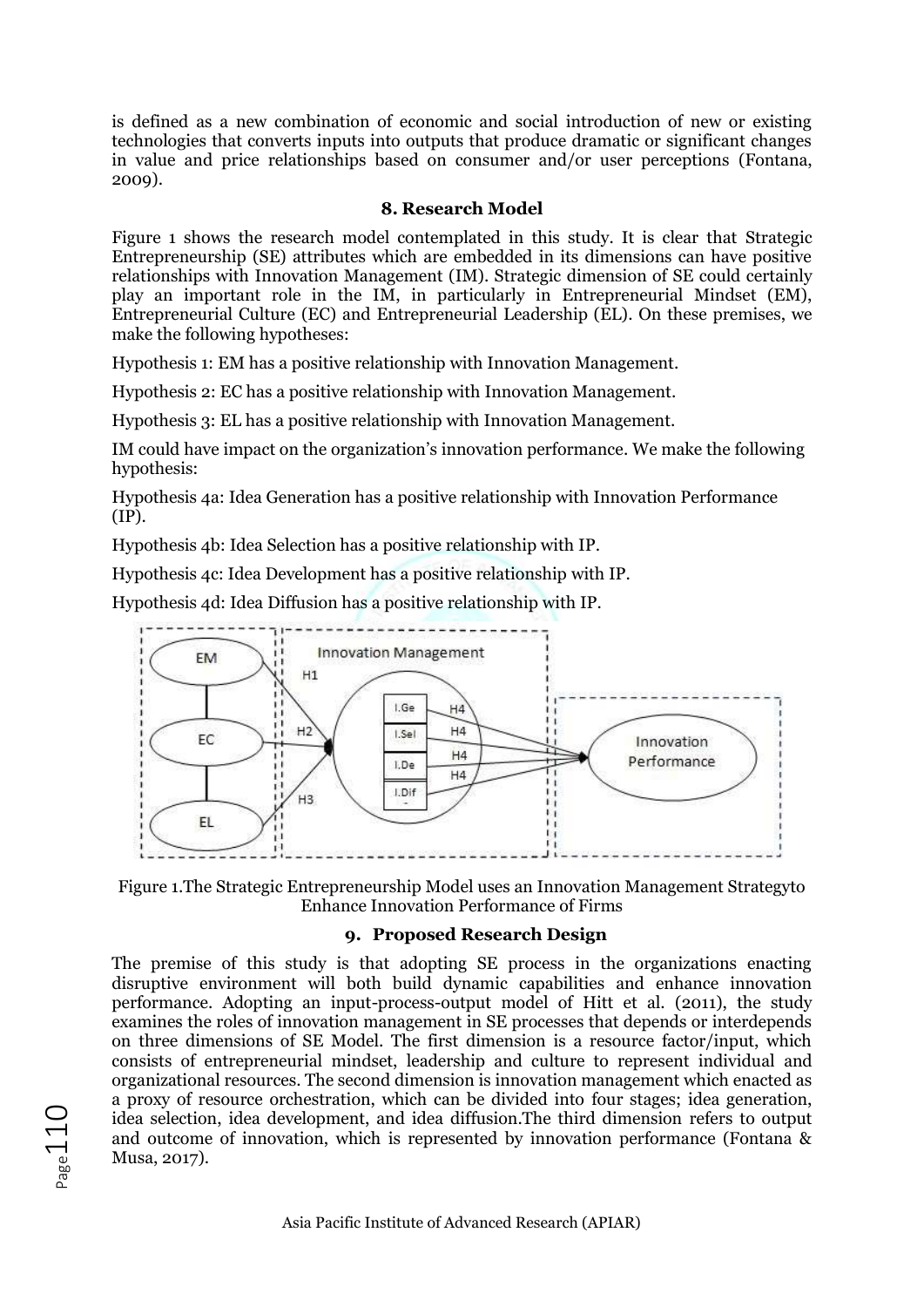is defined as a new combination of economic and social introduction of new or existing technologies that converts inputs into outputs that produce dramatic or significant changes in value and price relationships based on consumer and/or user perceptions (Fontana, 2009).

## 8. Research Model

Figure 1 shows the research model contemplated in this study. It is clear that Strategic Entrepreneurship (SE) attributes which are embedded in its dimensions can have positive relationships with Innovation Management (IM). Strategic dimension of SE could certainly play an important role in the IM, in particularly in Entrepreneurial Mindset (EM), Entrepreneurial Culture (EC) and Entrepreneurial Leadership (EL). On these premises, we make the following hypotheses:

Hypothesis 1: EM has a positive relationship with Innovation Management.

Hypothesis 2: EC has a positive relationship with Innovation Management.

Hypothesis 3: EL has a positive relationship with Innovation Management.

IM could have impact on the organization's innovation performance. We make the following hypothesis:

Hypothesis 4a: Idea Generation has a positive relationship with Innovation Performance (IP).

Hypothesis 4b: Idea Selection has a positive relationship with IP.

Hypothesis 4c: Idea Development has a positive relationship with IP.

Hypothesis 4d: Idea Diffusion has a positive relationship with IP.

Figure 1.The Strategic Entrepreneurship Model uses an Innovation Management Strategyto Enhance Innovation Performance of Firms

## 9. Proposed Research Design

The premise of this study is that adopting SE process in the organizations enacting disruptive environment will both build dynamic capabilities and enhance innovation performance. Adopting an input-process-output model of Hitt et al. (2011), the study examines the roles of innovation management in SE processes that depends or interdepends on three dimensions of SE Model. The first dimension is a resource factor/input, which consists of entrepreneurial mindset, leadership and culture to represent individual and organizational resources. The second dimension is innovation management which enacted as a proxy of resource orchestration, which can be divided into four stages; idea generation, idea selection, idea development, and idea diffusion.The third dimension refers to output and outcome of innovation, which is represented by innovation performance (Fontana & Musa, 2017).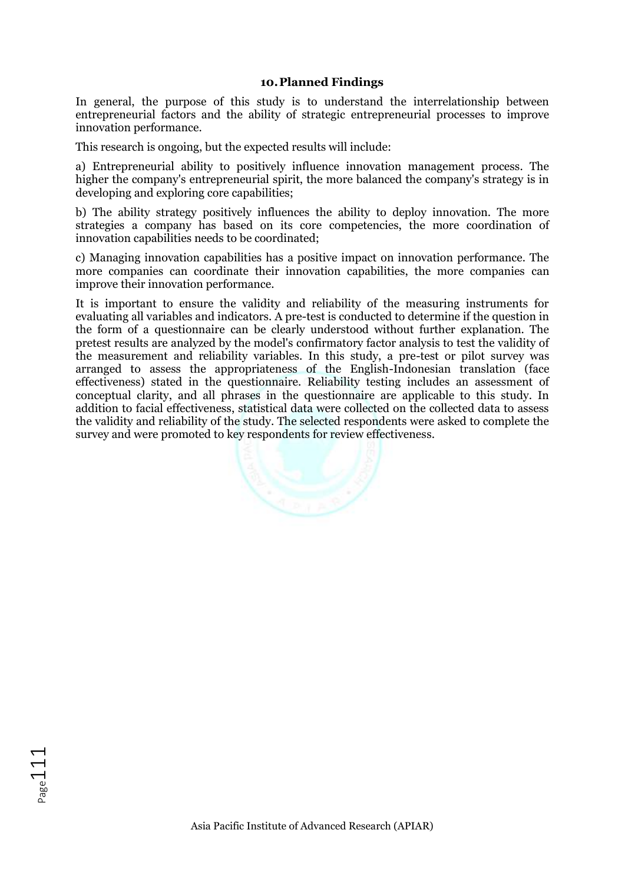## 10. Planned Findings

In general, the purpose of this study is to understand the interrelationship between entrepreneurial factors and the ability of strategic entrepreneurial processes to improve innovation performance.

This research is ongoing, but the expected results will include:

a) Entrepreneurial ability to positively influence innovation management process. The higher the company's entrepreneurial spirit, the more balanced the company's strategy is in developing and exploring core capabilities;

b) The ability strategy positively influences the ability to deploy innovation. The more strategies a company has based on its core competencies, the more coordination of innovation capabilities needs to be coordinated;

c) Managing innovation capabilities has a positive impact on innovation performance. The more companies can coordinate their innovation capabilities, the more companies can improve their innovation performance.

It is important to ensure the validity and reliability of the measuring instruments for evaluating all variables and indicators. A pre-test is conducted to determine if the question in the form of a questionnaire can be clearly understood without further explanation. The pretest results are analyzed by the model's confirmatory factor analysis to test the validity of the measurement and reliability variables. In this study, a pre-test or pilot survey was arranged to assess the appropriateness of the English-Indonesian translation (face effectiveness) stated in the questionnaire. Reliability testing includes an assessment of conceptual clarity, and all phrases in the questionnaire are applicable to this study. In addition to facial effectiveness, statistical data were collected on the collected data to assess the validity and reliability of the study. The selected respondents were asked to complete the survey and were promoted to key respondents for review effectiveness.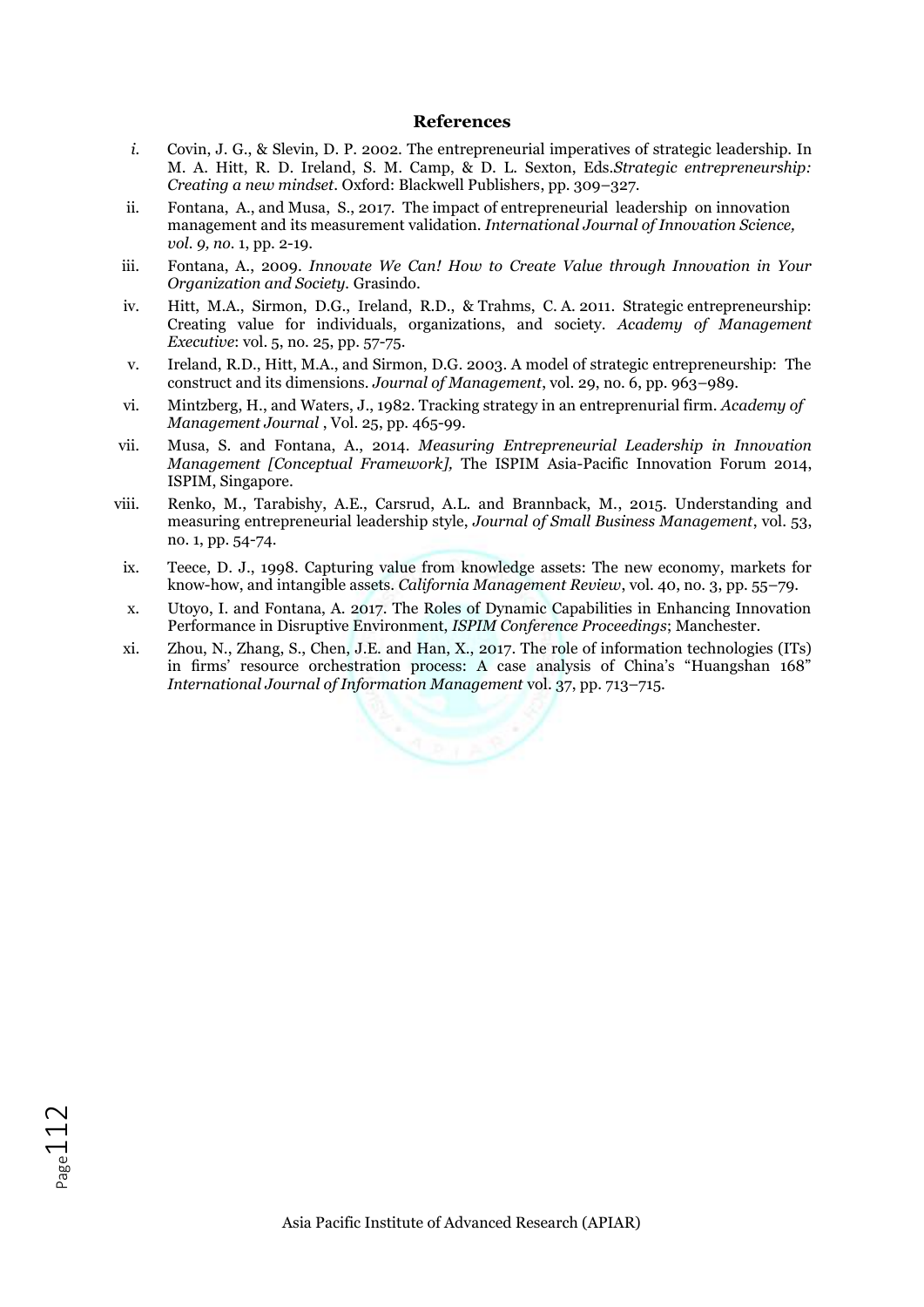## References

i. Covin, J. G., & Slevin, D. P. 2002. The entrepreneurial imperatives of strategic leadership. In M. A. Hitt, R. D. Ireland, S. M. Camp, & D. L. Sexton, Eds.*Strategic entrepreneurship: Creating a new mindset*. Oxford: Blackwell Publishers, pp. 309–327.

ii. Fontana, A., and Musa, S., 2017. The impact of entrepreneurial leadership on innovation management and its measurement validation. *International Journal of Innovation Science, vol. 9, no.* 1, pp. 2-19.

iii. Fontana, A., 2009. *Innovate We Can! How to Create Value through Innovation in Your Organization and Society.* Grasindo.

iv. Hitt, M.A., Sirmon, D.G., Ireland, R.D., & Trahms, C. A. 2011. Strategic entrepreneurship: Creating value for individuals, organizations, and society. *Academy of Management Executive*: vol. 5, no. 25, pp. 57-75.

v. Ireland, R.D., Hitt, M.A., and Sirmon, D.G. 2003. A model of strategic entrepreneurship: The construct and its dimensions. *Journal of Management*, vol. 29, no. 6, pp. 963–989.

vi. Mintzberg, H., and Waters, J., 1982. Tracking strategy in an entreprenurial firm. *Academy of Management Journal* , Vol. 25, pp. 465-99.

vii. Musa, S. and Fontana, A., 2014. *Measuring Entrepreneurial Leadership in Innovation Management [Conceptual Framework],* The ISPIM Asia-Pacific Innovation Forum 2014, ISPIM, Singapore.

viii. Renko, M., Tarabishy, A.E., Carsrud, A.L. and Brannback, M., 2015. Understanding and measuring entrepreneurial leadership style, *Journal of Small Business Management*, vol. 53, no. 1, pp. 54-74.

ix. Teece, D. J., 1998. Capturing value from knowledge assets: The new economy, markets for know-how, and intangible assets. *California Management Review*, vol. 40, no. 3, pp. 55–79.

x. Utoyo, I. and Fontana, A. 2017. The Roles of Dynamic Capabilities in Enhancing Innovation Performance in Disruptive Environment, *ISPIM Conference Proceedings*; Manchester.

xi. Zhou, N., Zhang, S., Chen, J.E. and Han, X., 2017. The role of information technologies (ITs) in firms' resource orchestration process: A case analysis of China's "Huangshan 168" *International Journal of Information Management* vol. 37, pp. 713–715.